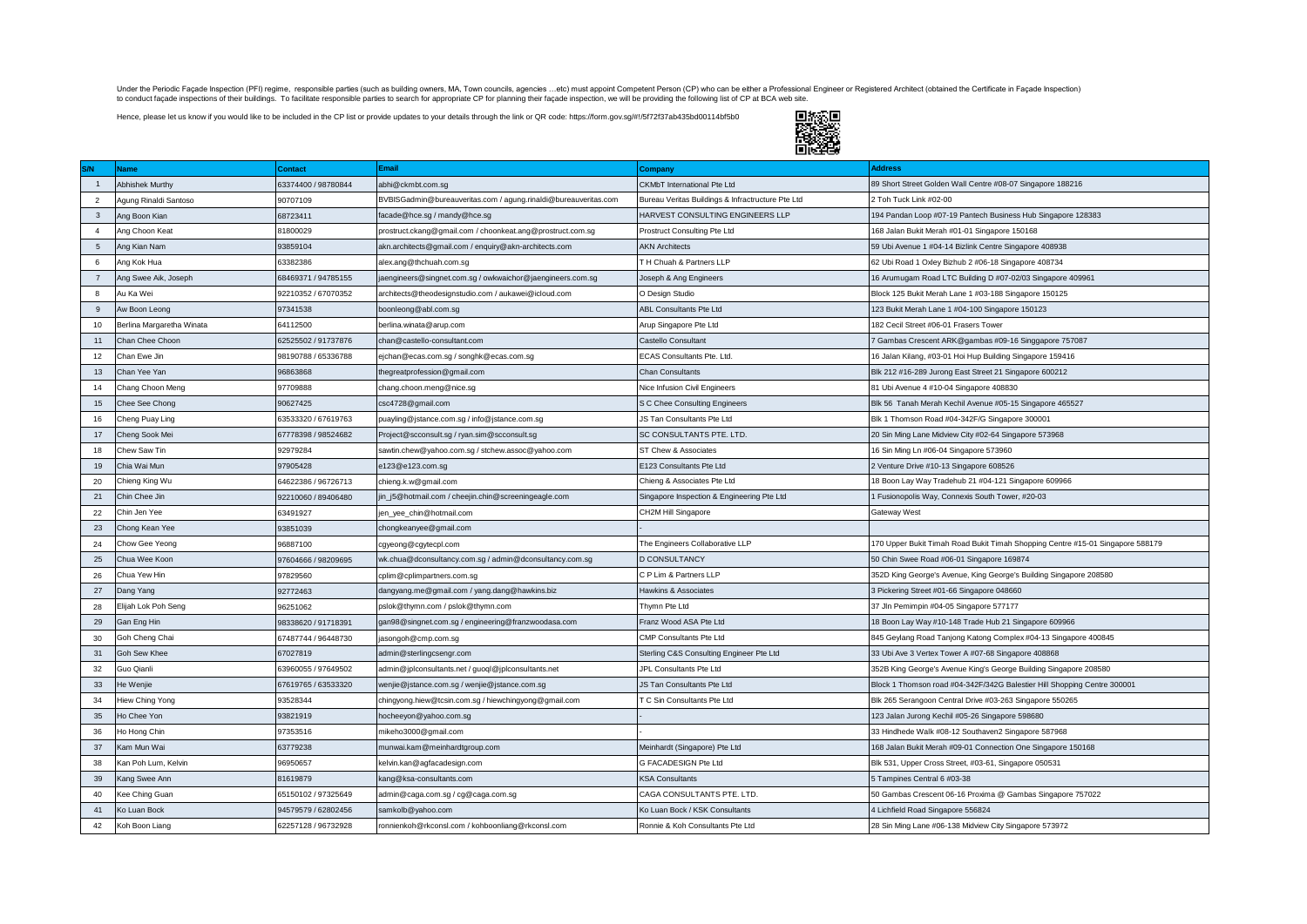Under the Periodic Façade Inspection (PFI) regime, responsible parties (such as building owners, MA, Town councils, agencies …etc) must appoint Competent Person (CP) who can be either a Professional Engineer or Registered Architect (obtained the Certificate in Façade Inspection) to conduct façade inspections of their buildings. To facilitate responsible parties to search for appropriate CP for planning their façade inspection, we will be providing the following list of CP at BCA web site.

Hence, please let us know if you would like to be included in the CP list or provide updates to your details through the link or QR code: https://form.gov.sg/#!/5f72f37ab435bd00114bf5b0

| S/N | Name | Contact | Email | Company | Address |
|---|---|---|---|---|---|
| 1 | Abhishek Murthy | 63374400 / 98780844 | abhi@ckmbt.com.sg | CKMbT International Pte Ltd | 89 Short Street Golden Wall Centre #08-07 Singapore 188216 |
| 2 | Agung Rinaldi Santoso | 90707109 | BVBISGadmin@bureauveritas.com / agung.rinaldi@bureauveritas.com | Bureau Veritas Buildings & Infractructure Pte Ltd | 2 Toh Tuck Link #02-00 |
| 3 | Ang Boon Kian | 68723411 | facade@hce.sg / mandy@hce.sg | HARVEST CONSULTING ENGINEERS LLP | 194 Pandan Loop #07-19 Pantech Business Hub Singapore 128383 |
| 4 | Ang Choon Keat | 81800029 | prostruct.ckang@gmail.com / choonkeat.ang@prostruct.com.sg | Prostruct Consulting Pte Ltd | 168 Jalan Bukit Merah #01-01 Singapore 150168 |
| 5 | Ang Kian Nam | 93859104 | akn.architects@gmail.com / enquiry@akn-architects.com | AKN Architects | 59 Ubi Avenue 1 #04-14 Bizlink Centre Singapore 408938 |
| 6 | Ang Kok Hua | 63382386 | alex.ang@thchuah.com.sg | T H Chuah & Partners LLP | 62 Ubi Road 1 Oxley Bizhub 2 #06-18 Singapore 408734 |
| 7 | Ang Swee Aik, Joseph | 68469371 / 94785155 | jaengineers@singnet.com.sg / owkwaichor@jaengineers.com.sg | Joseph & Ang Engineers | 16 Arumugam Road LTC Building D #07-02/03 Singapore 409961 |
| 8 | Au Ka Wei | 92210352 / 67070352 | architects@theodesignstudio.com / aukawei@icloud.com | O Design Studio | Block 125 Bukit Merah Lane 1 #03-188 Singapore 150125 |
| 9 | Aw Boon Leong | 97341538 | boonleong@abl.com.sg | ABL Consultants Pte Ltd | 123 Bukit Merah Lane 1 #04-100 Singapore 150123 |
| 10 | Berlina Margaretha Winata | 64112500 | berlina.winata@arup.com | Arup Singapore Pte Ltd | 182 Cecil Street #06-01 Frasers Tower |
| 11 | Chan Chee Choon | 62525502 / 91737876 | chan@castello-consultant.com | Castello Consultant | 7 Gambas Crescent ARK@gambas #09-16 Singgapore 757087 |
| 12 | Chan Ewe Jin | 98190788 / 65336788 | ejchan@ecas.com.sg / songhk@ecas.com.sg | ECAS Consultants Pte. Ltd. | 16 Jalan Kilang, #03-01 Hoi Hup Building Singapore 159416 |
| 13 | Chan Yee Yan | 96863868 | thegreatprofession@gmail.com | Chan Consultants | Blk 212 #16-289 Jurong East Street 21 Singapore 600212 |
| 14 | Chang Choon Meng | 97709888 | chang.choon.meng@nice.sg | Nice Infusion Civil Engineers | 81 Ubi Avenue 4 #10-04 Singapore 408830 |
| 15 | Chee See Chong | 90627425 | csc4728@gmail.com | S C Chee Consulting Engineers | Blk 56 Tanah Merah Kechil Avenue #05-15 Singapore 465527 |
| 16 | Cheng Puay Ling | 63533320 / 67619763 | puayling@jstance.com.sg / info@jstance.com.sg | JS Tan Consultants Pte Ltd | Blk 1 Thomson Road #04-342F/G Singapore 300001 |
| 17 | Cheng Sook Mei | 67778398 / 98524682 | Project@scconsult.sg / ryan.sim@scconsult.sg | SC CONSULTANTS PTE. LTD. | 20 Sin Ming Lane Midview City #02-64 Singapore 573968 |
| 18 | Chew Saw Tin | 92979284 | sawtin.chew@yahoo.com.sg / stchew.assoc@yahoo.com | ST Chew & Associates | 16 Sin Ming Ln #06-04 Singapore 573960 |
| 19 | Chia Wai Mun | 97905428 | e123@e123.com.sg | E123 Consultants Pte Ltd | 2 Venture Drive #10-13 Singapore 608526 |
| 20 | Chieng King Wu | 64622386 / 96726713 | chieng.k.w@gmail.com | Chieng & Associates Pte Ltd | 18 Boon Lay Way Tradehub 21 #04-121 Singapore 609966 |
| 21 | Chin Chee Jin | 92210060 / 89406480 | jin_j5@hotmail.com / cheejin.chin@screeningeagle.com | Singapore Inspection & Engineering Pte Ltd | 1 Fusionopolis Way, Connexis South Tower, #20-03 |
| 22 | Chin Jen Yee | 63491927 | jen_yee_chin@hotmail.com | CH2M Hill Singapore | Gateway West |
| 23 | Chong Kean Yee | 93851039 | chongkeanyee@gmail.com | - | |
| 24 | Chow Gee Yeong | 96887100 | cgyeong@cgytecpl.com | The Engineers Collaborative LLP | 170 Upper Bukit Timah Road Bukit Timah Shopping Centre #15-01 Singapore 588179 |
| 25 | Chua Wee Koon | 97604666 / 98209695 | wk.chua@dconsultancy.com.sg / admin@dconsultancy.com.sg | D CONSULTANCY | 50 Chin Swee Road #06-01 Singapore 169874 |
| 26 | Chua Yew Hin | 97829560 | cplim@cplimpartners.com.sg | C P Lim & Partners LLP | 352D King George's Avenue, King George's Building Singapore 208580 |
| 27 | Dang Yang | 92772463 | dangyang.me@gmail.com / yang.dang@hawkins.biz | Hawkins & Associates | 3 Pickering Street #01-66 Singapore 048660 |
| 28 | Elijah Lok Poh Seng | 96251062 | pslok@thymn.com / pslok@thymn.com | Thymn Pte Ltd | 37 Jln Pemimpin #04-05 Singapore 577177 |
| 29 | Gan Eng Hin | 98338620 / 91718391 | gan98@singnet.com.sg / engineering@franzwoodasa.com | Franz Wood ASA Pte Ltd | 18 Boon Lay Way #10-148 Trade Hub 21 Singapore 609966 |
| 30 | Goh Cheng Chai | 67487744 / 96448730 | jasongoh@cmp.com.sg | CMP Consultants Pte Ltd | 845 Geylang Road Tanjong Katong Complex #04-13 Singapore 400845 |
| 31 | Goh Sew Khee | 67027819 | admin@sterlingcsengr.com | Sterling C&S Consulting Engineer Pte Ltd | 33 Ubi Ave 3 Vertex Tower A #07-68 Singapore 408868 |
| 32 | Guo Qianli | 63960055 / 97649502 | admin@jplconsultants.net / guoql@jplconsultants.net | JPL Consultants Pte Ltd | 352B King George's Avenue King's George Building Singapore 208580 |
| 33 | He Wenjie | 67619765 / 63533320 | wenjie@jstance.com.sg / wenjie@jstance.com.sg | JS Tan Consultants Pte Ltd | Block 1 Thomson road #04-342F/342G Balestier Hill Shopping Centre 300001 |
| 34 | Hiew Ching Yong | 93528344 | chingyong.hiew@tcsin.com.sg / hiewchingyong@gmail.com | T C Sin Consultants Pte Ltd | Blk 265 Serangoon Central Drive #03-263 Singapore 550265 |
| 35 | Ho Chee Yon | 93821919 | hocheeyon@yahoo.com.sg | - | 123 Jalan Jurong Kechil #05-26 Singapore 598680 |
| 36 | Ho Hong Chin | 97353516 | mikeho3000@gmail.com | - | 33 Hindhede Walk #08-12 Southaven2 Singapore 587968 |
| 37 | Kam Mun Wai | 63779238 | munwai.kam@meinhardtgroup.com | Meinhardt (Singapore) Pte Ltd | 168 Jalan Bukit Merah #09-01 Connection One Singapore 150168 |
| 38 | Kan Poh Lum, Kelvin | 96950657 | kelvin.kan@agfacadesign.com | G FACADESIGN Pte Ltd | Blk 531, Upper Cross Street, #03-61, Singapore 050531 |
| 39 | Kang Swee Ann | 81619879 | kang@ksa-consultants.com | KSA Consultants | 5 Tampines Central 6 #03-38 |
| 40 | Kee Ching Guan | 65150102 / 97325649 | admin@caga.com.sg / cg@caga.com.sg | CAGA CONSULTANTS PTE. LTD. | 50 Gambas Crescent 06-16 Proxima @ Gambas Singapore 757022 |
| 41 | Ko Luan Bock | 94579579 / 62802456 | samkolb@yahoo.com | Ko Luan Bock / KSK Consultants | 4 Lichfield Road Singapore 556824 |
| 42 | Koh Boon Liang | 62257128 / 96732928 | ronnienkoh@rkconsl.com / kohboonliang@rkconsl.com | Ronnie & Koh Consultants Pte Ltd | 28 Sin Ming Lane #06-138 Midview City Singapore 573972 |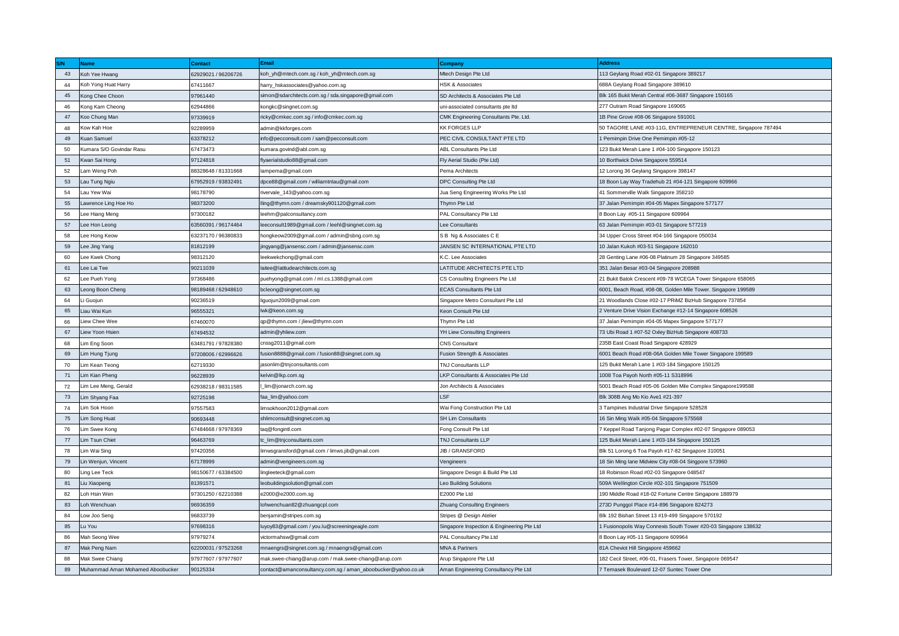| S/N | Name | Contact | Email | Company | Address |
|---|---|---|---|---|---|
| 43 | Koh Yee Hwang | 62929021 / 96206726 | koh_yh@mtech.com.sg / koh_yh@mtech.com.sg | Mtech Design Pte Ltd | 113 Geylang Road #02-01 Singapore 389217 |
| 44 | Koh Yong Huat Harry | 67411667 | harry_hskassociates@yahoo.com.sg | HSK & Associates | 688A Geylang Road Singapore 389610 |
| 45 | Kong Chee Choon | 97961440 | simon@sdarchitects.com.sg / sda.singapore@gmail.com | SD Architects & Associates Pte Ltd | Blk 165 Bukit Merah Central #06-3687 Singapore 150165 |
| 46 | Kong Kam Cheong | 62944866 | kongkc@singnet.com.sg | uni-associated consultants pte ltd | 277 Outram Road Singapore 169065 |
| 47 | Koo Chung Man | 97339919 | ricky@cmkec.com.sg / info@cmkec.com.sg | CMK Engineering Consultants Pte. Ltd. | 1B Pine Grove #08-06 Singapore 591001 |
| 48 | Kow Kah Hoe | 92289959 | admin@kkforges.com | KK FORGES LLP | 50 TAGORE LANE #03-11G, ENTREPRENEUR CENTRE, Singapore 787494 |
| 49 | Kuan Samuel | 63378212 | info@pecconsult.com / sam@pecconsult.com | PEC CIVIL CONSULTANT PTE LTD | 1 Pemimpin Drive One Pemimpin #05-12 |
| 50 | Kumara S/O Govindar Rasu | 67473473 | kumara.govind@abl.com.sg | ABL Consultants Pte Ltd | 123 Bukit Merah Lane 1 #04-100 Singapore 150123 |
| 51 | Kwan Sai Hong | 97124818 | flyaerialstudio88@gmail.com | Fly Aerial Studio (Pte Ltd) | 10 Borthwick Drive Singapore 559514 |
| 52 | Lam Weng Poh | 88328648 / 81331668 | lampema@gmail.com | Pema Architects | 12 Lorong 36 Geylang Singapore 398147 |
| 53 | Lau Tung Ngiu | 67952919 / 93832491 | dpce88@gmail.com / williamtnlau@gmail.com | DPC Consulting Pte Ltd | 18 Boon Lay Way Tradehub 21 #04-121 Singapore 609966 |
| 54 | Lau Yew Wai | 98178790 | rivervale_143@yahoo.com.sg | Jua Seng Engineering Works Pte Ltd | 41 Sommerville Walk Singapore 358210 |
| 55 | Lawrence Ling Hoe Ho | 98373200 | lling@thymn.com / dreamsky901120@gmail.com | Thymn Pte Ltd | 37 Jalan Pemimpin #04-05 Mapex Singapore 577177 |
| 56 | Lee Hiang Meng | 97300182 | leehm@palconsultancy.com | PAL Consultancy Pte Ltd | 8 Boon Lay #05-11 Singapore 609964 |
| 57 | Lee Hon Leong | 63560391 / 96174464 | leeconsult1989@gmail.com / leehl@singnet.com.sg | Lee Consultants | 63 Jalan Pemimpin #03-01 Singapore 577219 |
| 58 | Lee Hong Keow | 63237170 / 96380833 | hongkeow2009@gmail.com / admin@sbng.com.sg | S B Ng & Associates C E | 34 Upper Cross Street #04-166 Singapore 050034 |
| 59 | Lee Jing Yang | 81812199 | jingyang@jansensc.com / admin@jansensc.com | JANSEN SC INTERNATIONAL PTE LTD | 10 Jalan Kukoh #03-51 Singapore 162010 |
| 60 | Lee Kwek Chong | 98312120 | leekwekchong@gmail.com | K.C. Lee Associates | 28 Genting Lane #06-08 Platinum 28 Singapore 349585 |
| 61 | Lee Lai Tee | 90211039 | laitee@latitudearchitects.com.sg | LATITUDE ARCHITECTS PTE LTD | 351 Jalan Besar #03-04 Singapore 208988 |
| 62 | Lee Pueh Yong | 97368486 | puehyong@gmail.com / ml.cs.1388@gmail.com | CS Consulting Engineers Pte Ltd | 21 Bukit Batok Crescent #09-78 WCEGA Tower Singapore 658065 |
| 63 | Leong Boon Cheng | 98189468 / 62948610 | bcleong@singnet.com.sg | ECAS Consultants Pte Ltd | 6001, Beach Road, #08-08, Golden Mile Tower. Singapore 199589 |
| 64 | Li Guojun | 90236519 | liguojun2009@gmail.com | Singapore Metro Consultant Pte Ltd | 21 Woodlands Close #02-17 PRIMZ BizHub Singapore 737854 |
| 65 | Liau Wai Kun | 96555321 | lwk@keon.com.sg | Keon Consult Pte Ltd | 2 Venture Drive Vision Exchange #12-14 Singapore 608526 |
| 66 | Liew Chee Wee | 67460070 | qp@thymn.com / jliew@thymn.com | Thymn Pte Ltd | 37 Jalan Pemimpin #04-05 Mapex Singapore 577177 |
| 67 | Liew Yoon Hsien | 67494532 | admin@yhliew.com | YH Liew Consulting Engineers | 73 Ubi Road 1 #07-52 Oxley BizHub Singapore 408733 |
| 68 | Lim Eng Soon | 63481791 / 97828380 | cnssg2011@gmail.com | CNS Consultant | 235B East Coast Road Singapore 428929 |
| 69 | Lim Hung Tjung | 97208006 / 62996626 | fusion8888@gmail.com / fusion88@singnet.com.sg | Fusion Strength & Associates | 6001 Beach Road #08-06A Golden Mile Tower Singapore 199589 |
| 70 | Lim Kean Teong | 62719330 | jasonlim@tnjconsultants.com | TNJ Consultants LLP | 125 Bukit Merah Lane 1 #03-184 Singapore 150125 |
| 71 | Lim Kian Pheng | 96228939 | kelvin@lkp.com.sg | LKP Consultants & Associates Pte Ltd | 1008 Toa Payoh North #05-11 S318996 |
| 72 | Lim Lee Meng, Gerald | 62938218 / 98311585 | l_lim@jonarch.com.sg | Jon Architects & Associates | 5001 Beach Road #05-06 Golden Mile Complex Singapore199588 |
| 73 | Lim Shyang Faa | 92725198 | faa_lim@yahoo.com | LSF | Blk 308B Ang Mo Kio Ave1 #21-397 |
| 74 | Lim Sok Hoon | 97557583 | limsokhoon2012@gmail.com | Wai Fong Construction Pte Ltd | 3 Tampines Industrial Drive Singapore 528528 |
| 75 | Lim Song Huat | 90693448 | shlimconsult@singnet.com.sg | SH Lim Consultants | 16 Sin Ming Walk #05-04 Singapore 575568 |
| 76 | Lim Swee Kong | 67484668 / 97978369 | taq@fongintl.com | Fong Consult Pte Ltd | 7 Keppel Road Tanjong Pagar Complex #02-07 Singapore 089053 |
| 77 | Lim Tsun Chiet | 96463769 | tc_lim@tnjconsultants.com | TNJ Consultants LLP | 125 Bukit Merah Lane 1 #03-184 Singapore 150125 |
| 78 | Lim Wai Sing | 97420356 | limwsgransford@gmail.com / limws.jib@gmail.com | JIB / GRANSFORD | Blk 51 Lorong 6 Toa Payoh #17-82 Singapore 310051 |
| 79 | Lin Wenjun, Vincent | 67178999 | admin@vengineers.com.sg | Vengineers | 18 Sin Ming lane Midview City #08-04 Singpore 573960 |
| 80 | Ling Lee Teck | 98150677 / 63384500 | lingleeteck@gmail.com | Singapore Design & Build Pte Ltd | 18 Robinson Road #02-03 Singapore 048547 |
| 81 | Liu Xiaopeng | 81391571 | leobuildingsolution@gmail.com | Leo Building Solutions | 509A Wellington Circle #02-101 Singapore 751509 |
| 82 | Loh Hsin Wen | 97301250 / 62210388 | e2000@e2000.com.sg | E2000 Pte Ltd | 190 Middle Road #18-02 Fortune Centre Singapore 188979 |
| 83 | Loh Wenchuan | 96936359 | lohwenchuan82@zhuangcpl.com | Zhuang Consulting Engineers | 273D Punggol Place #14-896 Singapore 824273 |
| 84 | Low Joo Seng | 96833739 | benjamin@stripes.com.sg | Stripes @ Design Atelier | Blk 192 Bishan Street 13 #19-499 Singapore 570192 |
| 85 | Lu You | 97698316 | luyoy83@gmail.com / you.lu@screeningeagle.com | Singapore Inspection & Engineering Pte Ltd | 1 Fusionopolis Way Connexis South Tower #20-03 Singapore 138632 |
| 86 | Mah Seong Wee | 97979274 | victormahsw@gmail.com | PAL Consultancy Pte.Ltd | 8 Boon Lay #05-11 Singapore 609964 |
| 87 | Mak Peng Nam | 62200031 / 97523268 | mnaengrs@singnet.com.sg / mnaengrs@gmail.com | MNA & Partners | 81A Cheviot Hill Singapore 459662 |
| 88 | Mak Swee Chiang | 97977607 / 97977607 | mak.swee-chiang@arup.com / mak.swee-chiang@arup.com | Arup Singapore Pte Ltd | 182 Cecil Street, #06-01, Frasers Tower, Singapore 069547 |
| 89 | Muhammad Aman Mohamed Aboobucker | 90125334 | contact@amanconsultancy.com.sg / aman_aboobucker@yahoo.co.uk | Aman Engineering Consultancy Pte Ltd | 7 Temasek Boulevard 12-07 Suntec Tower One |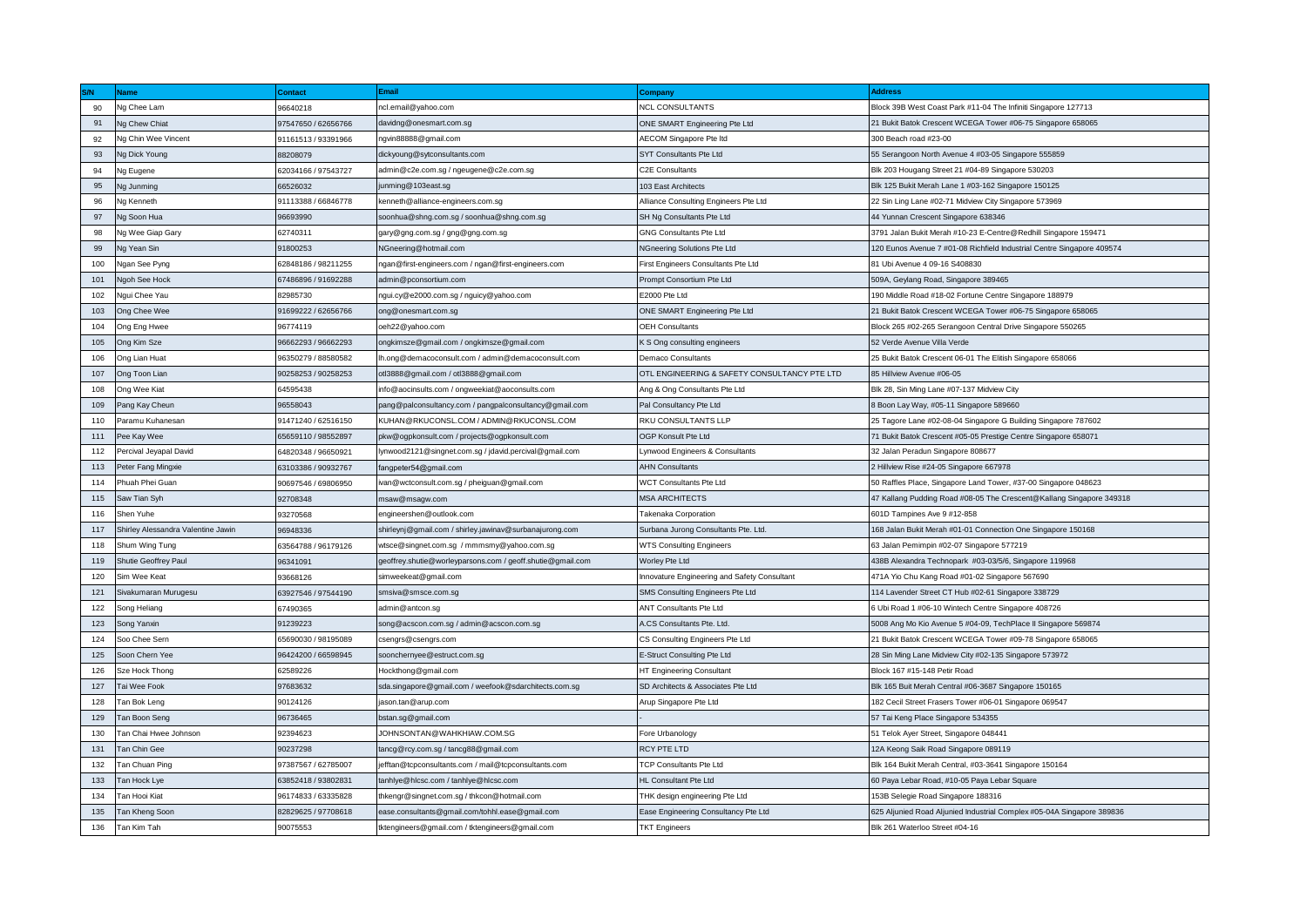| S/N | Name | Contact | Email | Company | Address |
|---|---|---|---|---|---|
| 90 | Ng Chee Lam | 96640218 | ncl.email@yahoo.com | NCL CONSULTANTS | Block 39B West Coast Park #11-04 The Infiniti Singapore 127713 |
| 91 | Ng Chew Chiat | 97547650 / 62656766 | davidng@onesmart.com.sg | ONE SMART Engineering Pte Ltd | 21 Bukit Batok Crescent WCEGA Tower #06-75 Singapore 658065 |
| 92 | Ng Chin Wee Vincent | 91161513 / 93391966 | ngvin88888@gmail.com | AECOM Singapore Pte ltd | 300 Beach road #23-00 |
| 93 | Ng Dick Young | 88208079 | dickyoung@sytconsultants.com | SYT Consultants Pte Ltd | 55 Serangoon North Avenue 4 #03-05 Singapore 555859 |
| 94 | Ng Eugene | 62034166 / 97543727 | admin@c2e.com.sg / ngeugene@c2e.com.sg | C2E Consultants | Blk 203 Hougang Street 21 #04-89 Singapore 530203 |
| 95 | Ng Junming | 66526032 | junming@103east.sg | 103 East Architects | Blk 125 Bukit Merah Lane 1 #03-162 Singapore 150125 |
| 96 | Ng Kenneth | 91113388 / 66846778 | kenneth@alliance-engineers.com.sg | Alliance Consulting Engineers Pte Ltd | 22 Sin Ling Lane #02-71 Midview City Singapore 573969 |
| 97 | Ng Soon Hua | 96693990 | soonhua@shng.com.sg / soonhua@shng.com.sg | SH Ng Consultants Pte Ltd | 44 Yunnan Crescent Singapore 638346 |
| 98 | Ng Wee Giap Gary | 62740311 | gary@gng.com.sg / gng@gng.com.sg | GNG Consultants Pte Ltd | 3791 Jalan Bukit Merah #10-23 E-Centre@Redhill Singapore 159471 |
| 99 | Ng Yean Sin | 91800253 | NGneering@hotmail.com | NGneering Solutions Pte Ltd | 120 Eunos Avenue 7 #01-08 Richfield Industrial Centre Singapore 409574 |
| 100 | Ngan See Pyng | 62848186 / 98211255 | ngan@first-engineers.com / ngan@first-engineers.com | First Engineers Consultants Pte Ltd | 81 Ubi Avenue 4 09-16 S408830 |
| 101 | Ngoh See Hock | 67486896 / 91692288 | admin@pconsortium.com | Prompt Consortium Pte Ltd | 509A, Geylang Road, Singapore 389465 |
| 102 | Ngui Chee Yau | 82985730 | ngui.cy@e2000.com.sg / nguicy@yahoo.com | E2000 Pte Ltd | 190 Middle Road #18-02 Fortune Centre Singapore 188979 |
| 103 | Ong Chee Wee | 91699222 / 62656766 | ong@onesmart.com.sg | ONE SMART Engineering Pte Ltd | 21 Bukit Batok Crescent WCEGA Tower #06-75 Singapore 658065 |
| 104 | Ong Eng Hwee | 96774119 | oeh22@yahoo.com | OEH Consultants | Block 265 #02-265 Serangoon Central Drive Singapore 550265 |
| 105 | Ong Kim Sze | 96662293 / 96662293 | ongkimsze@gmail.com / ongkimsze@gmail.com | K S Ong consulting engineers | 52 Verde Avenue Villa Verde |
| 106 | Ong Lian Huat | 96350279 / 88580582 | lh.ong@demacoconsult.com / admin@demacoconsult.com | Demaco Consultants | 25 Bukit Batok Crescent 06-01 The Elitish Singapore 658066 |
| 107 | Ong Toon Lian | 90258253 / 90258253 | otl3888@gmail.com / otl3888@gmail.com | OTL ENGINEERING & SAFETY CONSULTANCY PTE LTD | 85 Hillview Avenue #06-05 |
| 108 | Ong Wee Kiat | 64595438 | info@aocinsults.com / ongweekiat@aoconsults.com | Ang & Ong Consultants Pte Ltd | Blk 28, Sin Ming Lane #07-137 Midview City |
| 109 | Pang Kay Cheun | 96558043 | pang@palconsultancy.com / pangpalconsultancy@gmail.com | Pal Consultancy Pte Ltd | 8 Boon Lay Way, #05-11 Singapore 589660 |
| 110 | Paramu Kuhanesan | 91471240 / 62516150 | KUHAN@RKUCONSL.COM / ADMIN@RKUCONSL.COM | RKU CONSULTANTS LLP | 25 Tagore Lane #02-08-04 Singapore G Building Singapore 787602 |
| 111 | Pee Kay Wee | 65659110 / 98552897 | pkw@ogpkonsult.com / projects@ogpkonsult.com | OGP Konsult Pte Ltd | 71 Bukit Batok Crescent #05-05 Prestige Centre Singapore 658071 |
| 112 | Percival Jeyapal David | 64820348 / 96650921 | lynwood2121@singnet.com.sg / jdavid.percival@gmail.com | Lynwood Engineers & Consultants | 32 Jalan Peradun Singapore 808677 |
| 113 | Peter Fang Mingxie | 63103386 / 90932767 | fangpeter54@gmail.com | AHN Consultants | 2 Hillview Rise #24-05 Singapore 667978 |
| 114 | Phuah Phei Guan | 90697546 / 69806950 | ivan@wctconsult.com.sg / pheiguan@gmail.com | WCT Consultants Pte Ltd | 50 Raffles Place, Singapore Land Tower, #37-00 Singapore 048623 |
| 115 | Saw Tian Syh | 92708348 | msaw@msagw.com | MSA ARCHITECTS | 47 Kallang Pudding Road #08-05 The Crescent@Kallang Singapore 349318 |
| 116 | Shen Yuhe | 93270568 | engineershen@outlook.com | Takenaka Corporation | 601D Tampines Ave 9 #12-858 |
| 117 | Shirley Alessandra Valentine Jawin | 96948336 | shirleynj@gmail.com / shirley.jawinav@surbanajurong.com | Surbana Jurong Consultants Pte. Ltd. | 168 Jalan Bukit Merah #01-01 Connection One Singapore 150168 |
| 118 | Shum Wing Tung | 63564788 / 96179126 | wtsce@singnet.com.sg / mmmsmy@yahoo.com.sg | WTS Consulting Engineers | 63 Jalan Pemimpin #02-07 Singapore 577219 |
| 119 | Shutie Geoffrey Paul | 96341091 | geoffrey.shutie@worleyparsons.com / geoff.shutie@gmail.com | Worley Pte Ltd | 438B Alexandra Technopark #03-03/5/6, Singapore 119968 |
| 120 | Sim Wee Keat | 93668126 | simweekeat@gmail.com | Innovature Engineering and Safety Consultant | 471A Yio Chu Kang Road #01-02 Singapore 567690 |
| 121 | Sivakumaran Murugesu | 63927546 / 97544190 | smsiva@smsce.com.sg | SMS Consulting Engineers Pte Ltd | 114 Lavender Street CT Hub #02-61 Singapore 338729 |
| 122 | Song Heliang | 67490365 | admin@antcon.sg | ANT Consultants Pte Ltd | 6 Ubi Road 1 #06-10 Wintech Centre Singapore 408726 |
| 123 | Song Yanxin | 91239223 | song@acscon.com.sg / admin@acscon.com.sg | A.CS Consultants Pte. Ltd. | 5008 Ang Mo Kio Avenue 5 #04-09, TechPlace II Singapore 569874 |
| 124 | Soo Chee Sern | 65690030 / 98195089 | csengrs@csengrs.com | CS Consulting Engineers Pte Ltd | 21 Bukit Batok Crescent WCEGA Tower #09-78 Singapore 658065 |
| 125 | Soon Chern Yee | 96424200 / 66598945 | soonchernyee@estruct.com.sg | E-Struct Consulting Pte Ltd | 28 Sin Ming Lane Midview City #02-135 Singapore 573972 |
| 126 | Sze Hock Thong | 62589226 | Hockthong@gmail.com | HT Engineering Consultant | Block 167 #15-148 Petir Road |
| 127 | Tai Wee Fook | 97683632 | sda.singapore@gmail.com / weefook@sdarchitects.com.sg | SD Architects & Associates Pte Ltd | Blk 165 Buit Merah Central #06-3687 Singapore 150165 |
| 128 | Tan Bok Leng | 90124126 | jason.tan@arup.com | Arup Singapore Pte Ltd | 182 Cecil Street Frasers Tower #06-01 Singapore 069547 |
| 129 | Tan Boon Seng | 96736465 | bstan.sg@gmail.com | - | 57 Tai Keng Place Singapore 534355 |
| 130 | Tan Chai Hwee Johnson | 92394623 | JOHNSONTAN@WAHKHIAW.COM.SG | Fore Urbanology | 51 Telok Ayer Street, Singapore 048441 |
| 131 | Tan Chin Gee | 90237298 | tancg@rcy.com.sg / tancg88@gmail.com | RCY PTE LTD | 12A Keong Saik Road Singapore 089119 |
| 132 | Tan Chuan Ping | 97387567 / 62785007 | jefftan@tcpconsultants.com / mail@tcpconsultants.com | TCP Consultants Pte Ltd | Blk 164 Bukit Merah Central, #03-3641 Singapore 150164 |
| 133 | Tan Hock Lye | 63852418 / 93802831 | tanhlye@hlcsc.com / tanhlye@hlcsc.com | HL Consultant Pte Ltd | 60 Paya Lebar Road, #10-05 Paya Lebar Square |
| 134 | Tan Hooi Kiat | 96174833 / 63335828 | thkengr@singnet.com.sg / thkcon@hotmail.com | THK design engineering Pte Ltd | 153B Selegie Road Singapore 188316 |
| 135 | Tan Kheng Soon | 82829625 / 97708618 | ease.consultants@gmail.com/tohhl.ease@gmail.com | Ease Engineering Consultancy Pte Ltd | 625 Aljunied Road Aljunied Industrial Complex #05-04A Singapore 389836 |
| 136 | Tan Kim Tah | 90075553 | tkengineers@gmail.com / tktengineers@gmail.com | TKT Engineers | Blk 261 Waterloo Street #04-16 |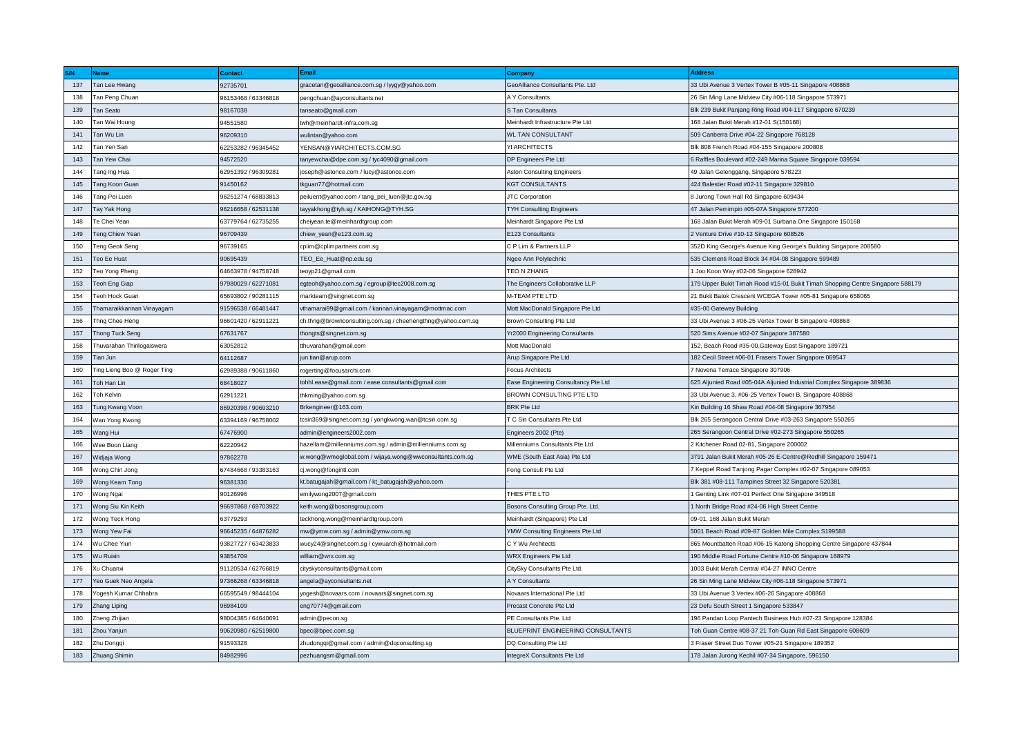| S/N | Name | Contact | Email | Company | Address |
|---|---|---|---|---|---|
| 137 | Tan Lee Hwang | 92735701 | gracetan@geoalliance.com.sg / lyygy@yahoo.com | GeoAlliance Consultants Pte. Ltd | 33 Ubi Avenue 3 Vertex Tower B #05-11 Singapore 408868 |
| 138 | Tan Peng Chuan | 96153468 / 63346818 | pengchuan@ayconsultants.net | A Y Consultants | 26 Sin Ming Lane Midview City #06-118 Singapore 573971 |
| 139 | Tan Seato | 98167038 | tanseato@gmail.com | S Tan Consultants | Blk 239 Bukit Panjang Ring Road #04-117 Singapore 670239 |
| 140 | Tan Wai Houng | 94551580 | twh@meinhardt-infra.com.sg | Meinhardt Infrastructure Pte Ltd | 168 Jalan Bukit Merah #12-01 S(150168) |
| 141 | Tan Wu Lin | 96209310 | wulintan@yahoo.com | WL TAN CONSULTANT | 509 Canberra Drive #04-22 Singapore 768128 |
| 142 | Tan Yen San | 62253282 / 96345452 | YENSAN@YIARCHITECTS.COM.SG | YI ARCHITECTS | Blk 808 French Road #04-155 Singapore 200808 |
| 143 | Tan Yew Chai | 94572520 | tanyewchai@dpe.com.sg / tyc4090@gmail.com | DP Engineers Pte Ltd | 6 Raffles Boulevard #02-249 Marina Square Singapore 039594 |
| 144 | Tang Ing Hua | 62951392 / 96309281 | joseph@astonce.com / lucy@astonce.com | Aston Consulting Engineers | 49 Jalan Gelenggang, Singapore 578223 |
| 145 | Tang Koon Guan | 91450162 | tkguan77@hotmail.com | KGT CONSULTANTS | 424 Balestier Road #02-11 Singapore 329810 |
| 146 | Tang Pei Luen | 96251274 / 68833813 | peiluent@yahoo.com / tang_pei_luen@jtc.gov.sg | JTC Corporation | 8 Jurong Town Hall Rd Singapore 609434 |
| 147 | Tay Yak Hong | 96216658 / 62531138 | tayyakhong@tyh.sg / KAIHONG@TYH.SG | TYH Consulting Engineers | 47 Jalan Pemimpin #05-07A Singapore 577200 |
| 148 | Te Chei Yean | 63779764 / 62735255 | cheiyean.te@meinhardtgroup.com | Meinhardt Singapore Pte Ltd | 168 Jalan Bukit Merah #09-01 Surbana One Singapore 150168 |
| 149 | Teng Chiew Yean | 96709439 | chiew_yean@e123.com.sg | E123 Consultants | 2 Venture Drive #10-13 Singapore 608526 |
| 150 | Teng Geok Seng | 96739165 | cplim@cplimpartners.com.sg | C P Lim & Partners LLP | 352D King George's Avenue King George's Building Singapore 208580 |
| 151 | Teo Ee Huat | 90695439 | TEO_Ee_Huat@np.edu.sg | Ngee Ann Polytechnic | 535 Clementi Road Block 34 #04-08 Singapore 599489 |
| 152 | Teo Yong Pheng | 64663978 / 94758748 | teoyp21@gmail.com | TEO N ZHANG | 1 Joo Koon Way #02-06 Singapore 628942 |
| 153 | Teoh Eng Giap | 97980029 / 62271081 | egteoh@yahoo.com.sg / egroup@tec2008.com.sg | The Engineers Collaborative LLP | 179 Upper Bukit Timah Road #15-01 Bukit Timah Shopping Centre Singapore 588179 |
| 154 | Teoh Hock Guan | 65693802 / 90281115 | markteam@singnet.com.sg | M-TEAM PTE LTD | 21 Bukit Batok Crescent WCEGA Tower #05-81 Singapore 658065 |
| 155 | Thamaraikkannan Vinayagam | 91596538 / 66481447 | vthamarai99@gmail.com / kannan.vinayagam@mottmac.com | Mott MacDonald Singapore Pte Ltd | #35-00 Gateway Building |
| 156 | Thng Chee Heng | 96601420 / 62911221 | ch.thng@brownconsulting.com.sg / cheehengthng@yahoo.com.sg | Brown Consulting Pte Ltd | 33 Ubi Avenue 3 #06-25 Vertex Tower B Singapore 408868 |
| 157 | Thong Tuck Seng | 67631767 | thongts@singnet.com.sg | Yr2000 Engineering Consultants | 520 Sims Avenue #02-07 Singapore 387580 |
| 158 | Thuvarahan Thirilogaiswera | 63052812 | tthuvarahan@gmail.com | Mott MacDonald | 152, Beach Road #35-00,Gateway East Singapore 189721 |
| 159 | Tian Jun | 64112687 | jun.tian@arup.com | Arup Singapore Pte Ltd | 182 Cecil Street #06-01 Frasers Tower Singapore 069547 |
| 160 | Ting Lieng Boo @ Roger Ting | 62989388 / 90611860 | rogerting@focusarchi.com | Focus Architects | 7 Novena Terrace Singapore 307906 |
| 161 | Toh Han Lin | 68418027 | tohhl.ease@gmail.com / ease.consultants@gmail.com | Ease Engineering Consultancy Pte Ltd | 625 Aljunied Road #05-04A Aljunied Industrial Complex Singapore 389836 |
| 162 | Toh Kelvin | 62911221 | thkming@yahoo.com.sg | BROWN CONSULTING PTE LTD | 33 Ubi Avenue 3, #06-25 Vertex Tower B, Singapore 408868 |
| 163 | Tung Kwang Voon | 86920398 / 90693210 | Brkengineer@163.com | BRK Pte Ltd | Kin Building 16 Shaw Road #04-08 Singapore 367954 |
| 164 | Wan Yong Kwong | 63394169 / 96758002 | tcsin369@singnet.com.sg / yongkwong.wan@tcsin.com.sg | T C Sin Consultants Pte Ltd | Blk 265 Serangoon Central Drive #03-263 Singapore 550265 |
| 165 | Wang Hui | 67476900 | admin@engineers2002.com | Engineers 2002 (Pte) | 265 Serangoon Central Drive #02-273 Singapore 550265 |
| 166 | Wee Boon Liang | 62220942 | hazellam@millenniums.com.sg / admin@millenniums.com.sg | Millenniums Consultants Pte Ltd | 2 Kitchener Road 02-81, Singapore 200002 |
| 167 | Widjaja Wong | 97862278 | w.wong@wmeglobal.com / wijaya.wong@wwconsultants.com.sg | WME (South East Asia) Pte Ltd | 3791 Jalan Bukit Merah #05-26 E-Centre@Redhill Singapore 159471 |
| 168 | Wong Chin Jong | 67484668 / 93383163 | cj.wong@fongintl.com | Fong Consult Pte Ltd | 7 Keppel Road Tanjong Pagar Complex #02-07 Singapore 089053 |
| 169 | Wong Keam Tong | 96381336 | kt.batugajah@gmail.com / kt_batugajah@yahoo.com | - | Blk 381 #08-111 Tampines Street 32 Singapore 520381 |
| 170 | Wong Ngai | 90126996 | emilywong2007@gmail.com | THES PTE LTD | 1 Genting Link #07-01 Perfect One Singapore 349518 |
| 171 | Wong Siu Kin Keith | 96697868 / 69703922 | keith.wong@bosonsgroup.com | Bosons Consulting Group Pte. Ltd. | 1 North Bridge Road #24-06 High Street Centre |
| 172 | Wong Teck Hong | 63779293 | teckhong.wong@meinhardtgroup.com | Meinhardt (Singapore) Pte Ltd | 09-01, 168 Jalan Bukit Merah |
| 173 | Wong Yew Fai | 96645235 / 64876282 | mw@ymw.com.sg / admin@ymw.com.sg | YMW Consulting Engineers Pte Ltd | 5001 Beach Road #09-87 Golden Mile Complex S199588 |
| 174 | Wu Chee Yiun | 93827727 / 63423833 | wucy24@singnet.com.sg / cywuarch@hotmail.com | C Y Wu Architects | 865 Mountbatten Road #06-15 Katong Shopping Centre Singapore 437844 |
| 175 | Wu Ruixin | 93854709 | william@wrx.com.sg | WRX Engineers Pte Ltd | 190 Middle Road Fortune Centre #10-06 Singapore 188979 |
| 176 | Xu Chuanxi | 91120534 / 62766819 | cityskyconsultants@gmail.com | CitySky Consultants Pte Ltd. | 1003 Bukit Merah Central #04-27 INNO Centre |
| 177 | Yeo Guek Neo Angela | 97366268 / 63346818 | angela@ayconsultants.net | A Y Consultants | 26 Sin Ming Lane Midview City #06-118 Singapore 573971 |
| 178 | Yogesh Kumar Chhabra | 66595549 / 98444104 | yogesh@novaars.com / novaars@singnet.com.sg | Novaars International Pte Ltd | 33 Ubi Avenue 3 Vertex #06-26 Singapore 408868 |
| 179 | Zhang Liping | 96984109 | eng70774@gmail.com | Precast Concrete Pte Ltd | 23 Defu South Street 1 Singapore 533847 |
| 180 | Zheng Zhijian | 98004385 / 64640691 | admin@pecon.sg | PE Consultants Pte. Ltd | 196 Pandan Loop Pantech Business Hub #07-23 Singapore 128384 |
| 181 | Zhou Yanjun | 90620980 / 62519800 | bpec@bpec.com.sg | BLUEPRINT ENGINEERING CONSULTANTS | Toh Guan Centre #08-37 21 Toh Guan Rd East Singapore 608609 |
| 182 | Zhu Dongqi | 91593326 | zhudongqi@gmail.com / admin@dqconsulting.sg | DQ Consulting Pte Ltd | 3 Fraser Street Duo Tower #05-21 Singapore 189352 |
| 183 | Zhuang Shimin | 84982996 | pezhuangsm@gmail.com | IntegreX Consultants Pte Ltd | 178 Jalan Jurong Kechil #07-34 Singapore, 596150 |